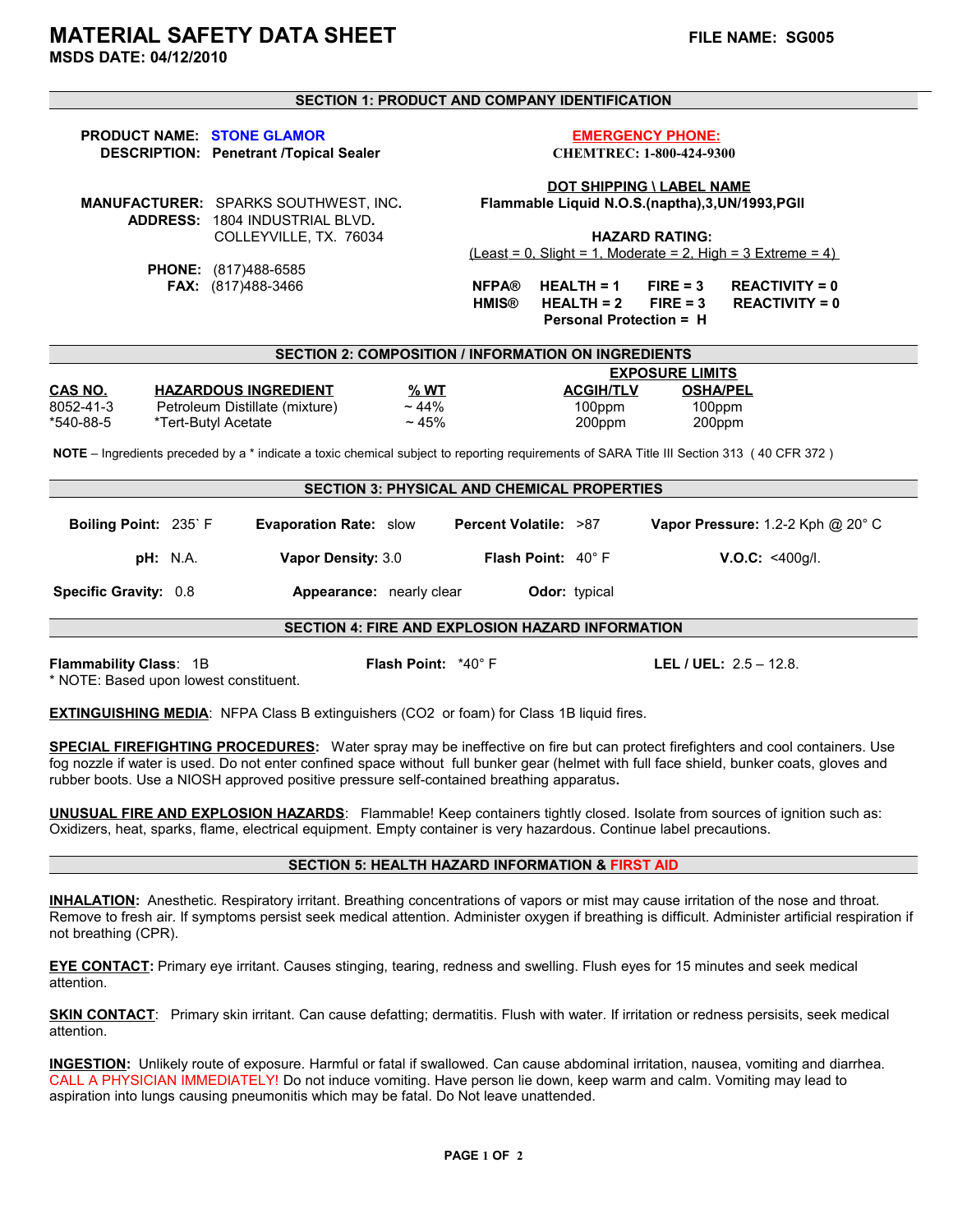# MATERIAL SAFETY DATA SHEET

**FILE NAME: SG005**

**MSDS DATE: 04/12/2010**

## SECTION 1: PRODUCT AND COMPANY IDENTIFICATION

**PRODUCT NAME:** STONE GLAMOR
**DESCRIPTION:** Penetrant /Topical Sealer

**MANUFACTURER:** SPARKS SOUTHWEST, INC.
**ADDRESS:** 1804 INDUSTRIAL BLVD.
COLLEYVILLE, TX. 76034

**PHONE:** (817)488-6585
**FAX:** (817)488-3466

**EMERGENCY PHONE:**
CHEMTREC: 1-800-424-9300

**DOT SHIPPING \ LABEL NAME**
**Flammable Liquid N.O.S.(naptha),3,UN/1993,PGII**

**HAZARD RATING:**
(Least = 0, Slight = 1, Moderate = 2, High = 3 Extreme = 4)

| | | | |
|---|---|---|---|
| **NFPA®** | **HEALTH = 1** | **FIRE = 3** | **REACTIVITY = 0** |
| **HMIS®** | **HEALTH = 2** | **FIRE = 3** | **REACTIVITY = 0** |
| | **Personal Protection = H** | | |

## SECTION 2: COMPOSITION / INFORMATION ON INGREDIENTS

| | | | EXPOSURE LIMITS | |
|---|---|---|---|---|
| **CAS NO.** | **HAZARDOUS INGREDIENT** | **% WT** | **ACGIH/TLV** | **OSHA/PEL** |
| 8052-41-3 | Petroleum Distillate (mixture) | ~ 44% | 100ppm | 100ppm |
| *540-88-5 | *Tert-Butyl Acetate | ~ 45% | 200ppm | 200ppm |

**NOTE** – Ingredients preceded by a * indicate a toxic chemical subject to reporting requirements of SARA Title III Section 313 ( 40 CFR 372 )

## SECTION 3: PHYSICAL AND CHEMICAL PROPERTIES

**Boiling Point:** 235` F **Evaporation Rate:** slow **Percent Volatile:** >87 **Vapor Pressure:** 1.2-2 Kph @ 20° C

**pH:** N.A. **Vapor Density:** 3.0 **Flash Point:** 40° F **V.O.C:** <400g/l.

**Specific Gravity:** 0.8 **Appearance:** nearly clear **Odor:** typical

## SECTION 4: FIRE AND EXPLOSION HAZARD INFORMATION

**Flammability Class**: 1B **Flash Point:** *40° F **LEL / UEL:** 2.5 – 12.8.
* NOTE: Based upon lowest constituent.

**EXTINGUISHING MEDIA**: NFPA Class B extinguishers (CO2 or foam) for Class 1B liquid fires.

**SPECIAL FIREFIGHTING PROCEDURES:** Water spray may be ineffective on fire but can protect firefighters and cool containers. Use fog nozzle if water is used. Do not enter confined space without full bunker gear (helmet with full face shield, bunker coats, gloves and rubber boots. Use a NIOSH approved positive pressure self-contained breathing apparatus**.**

**UNUSUAL FIRE AND EXPLOSION HAZARDS**: Flammable! Keep containers tightly closed. Isolate from sources of ignition such as: Oxidizers, heat, sparks, flame, electrical equipment. Empty container is very hazardous. Continue label precautions.

## SECTION 5: HEALTH HAZARD INFORMATION & FIRST AID

**INHALATION:** Anesthetic. Respiratory irritant. Breathing concentrations of vapors or mist may cause irritation of the nose and throat. Remove to fresh air. If symptoms persist seek medical attention. Administer oxygen if breathing is difficult. Administer artificial respiration if not breathing (CPR).

**EYE CONTACT:** Primary eye irritant. Causes stinging, tearing, redness and swelling. Flush eyes for 15 minutes and seek medical attention.

**SKIN CONTACT**: Primary skin irritant. Can cause defatting; dermatitis. Flush with water. If irritation or redness persisits, seek medical attention.

**INGESTION:** Unlikely route of exposure. Harmful or fatal if swallowed. Can cause abdominal irritation, nausea, vomiting and diarrhea. CALL A PHYSICIAN IMMEDIATELY! Do not induce vomiting. Have person lie down, keep warm and calm. Vomiting may lead to aspiration into lungs causing pneumonitis which may be fatal. Do Not leave unattended.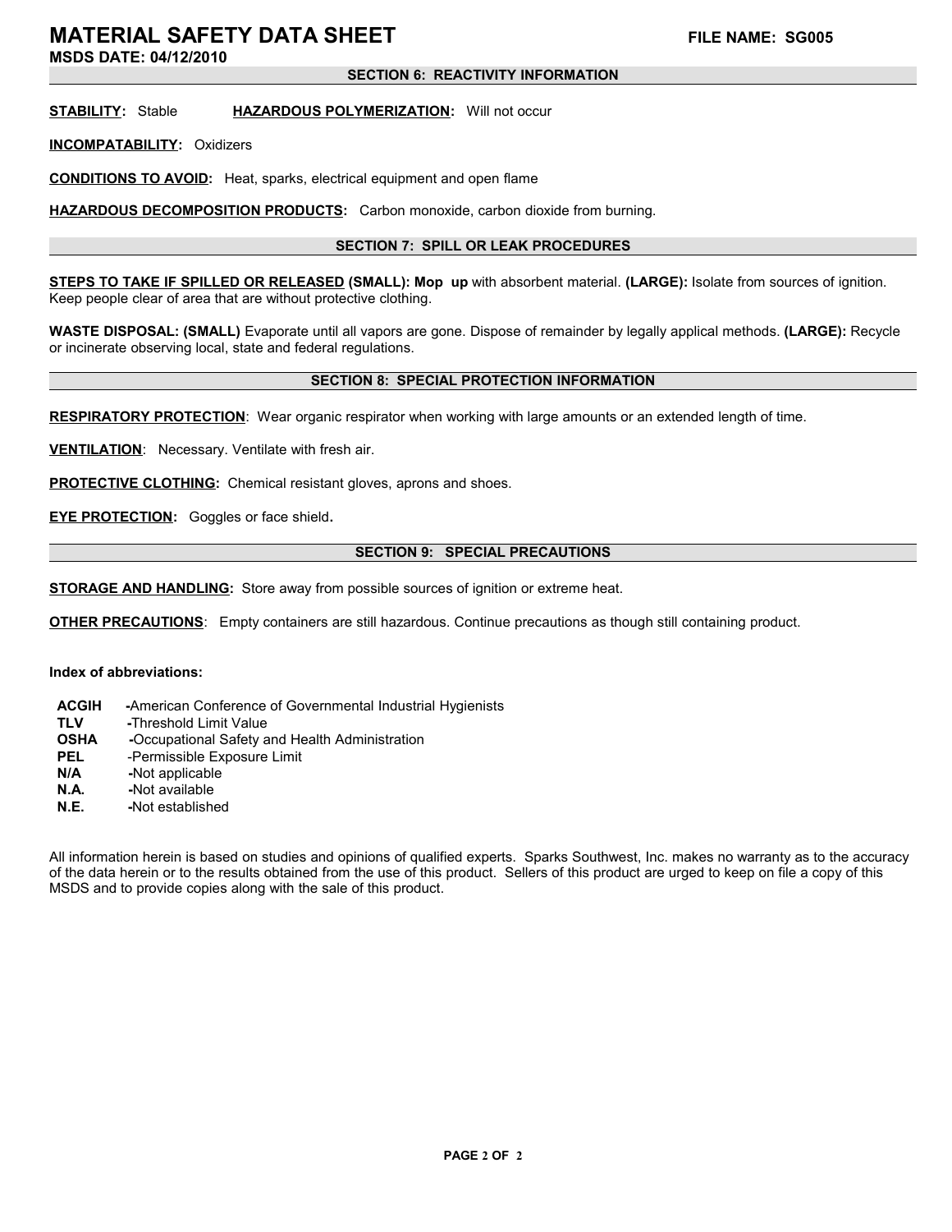## SECTION 6: REACTIVITY INFORMATION

**STABILITY:** Stable **HAZARDOUS POLYMERIZATION:** Will not occur

**INCOMPATABILITY:** Oxidizers

**CONDITIONS TO AVOID:** Heat, sparks, electrical equipment and open flame

**HAZARDOUS DECOMPOSITION PRODUCTS:** Carbon monoxide, carbon dioxide from burning.

## SECTION 7: SPILL OR LEAK PROCEDURES

**STEPS TO TAKE IF SPILLED OR RELEASED (SMALL): Mop up** with absorbent material. **(LARGE):** Isolate from sources of ignition. Keep people clear of area that are without protective clothing.

**WASTE DISPOSAL: (SMALL)** Evaporate until all vapors are gone. Dispose of remainder by legally applical methods. **(LARGE):** Recycle or incinerate observing local, state and federal regulations.

## SECTION 8: SPECIAL PROTECTION INFORMATION

**RESPIRATORY PROTECTION**: Wear organic respirator when working with large amounts or an extended length of time.

**VENTILATION**: Necessary. Ventilate with fresh air.

**PROTECTIVE CLOTHING:** Chemical resistant gloves, aprons and shoes.

**EYE PROTECTION:** Goggles or face shield.

## SECTION 9: SPECIAL PRECAUTIONS

**STORAGE AND HANDLING:** Store away from possible sources of ignition or extreme heat.

**OTHER PRECAUTIONS**: Empty containers are still hazardous. Continue precautions as though still containing product.

**Index of abbreviations:**

- **ACGIH** -American Conference of Governmental Industrial Hygienists
- **TLV** -Threshold Limit Value
- **OSHA** -Occupational Safety and Health Administration
- **PEL** -Permissible Exposure Limit
- **N/A** -Not applicable
- **N.A.** -Not available
- **N.E.** -Not established

All information herein is based on studies and opinions of qualified experts. Sparks Southwest, Inc. makes no warranty as to the accuracy of the data herein or to the results obtained from the use of this product. Sellers of this product are urged to keep on file a copy of this MSDS and to provide copies along with the sale of this product.